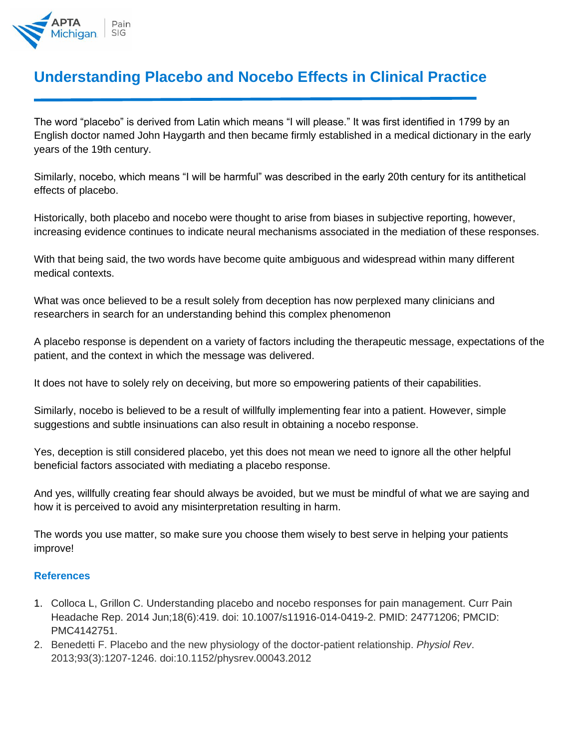# Understanding Placebo and Nocebo Effects in Clinical Practice

The word "placebo" is derived from Latin which means "I will please." It was first identified in 1799 by an English doctor named John Haygarth and then became firmly established in a medical dictionary in the early years of the 19th century.

Similarly, nocebo, which means "I will be harmful" was described in the early 20th century for its antithetical effects of placebo.

Historically, both placebo and nocebo were thought to arise from biases in subjective reporting, however, increasing evidence continues to indicate neural mechanisms associated in the mediation of these responses.

With that being said, the two words have become quite ambiguous and widespread within many different medical contexts.

What was once believed to be a result solely from deception has now perplexed many clinicians and researchers in search for an understanding behind this complex phenomenon

A placebo response is dependent on a variety of factors including the therapeutic message, expectations of the patient, and the context in which the message was delivered.

It does not have to solely rely on deceiving, but more so empowering patients of their capabilities.

Similarly, nocebo is believed to be a result of willfully implementing fear into a patient. However, simple suggestions and subtle insinuations can also result in obtaining a nocebo response.

Yes, deception is still considered placebo, yet this does not mean we need to ignore all the other helpful beneficial factors associated with mediating a placebo response.

And yes, willfully creating fear should always be avoided, but we must be mindful of what we are saying and how it is perceived to avoid any misinterpretation resulting in harm.

The words you use matter, so make sure you choose them wisely to best serve in helping your patients improve!

### References

1. Colloca L, Grillon C. Understanding placebo and nocebo responses for pain management. Curr Pain Headache Rep. 2014 Jun;18(6):419. doi: 10.1007/s11916-014-0419-2. PMID: 24771206; PMCID: PMC4142751.
2. Benedetti F. Placebo and the new physiology of the doctor-patient relationship. *Physiol Rev*. 2013;93(3):1207-1246. doi:10.1152/physrev.00043.2012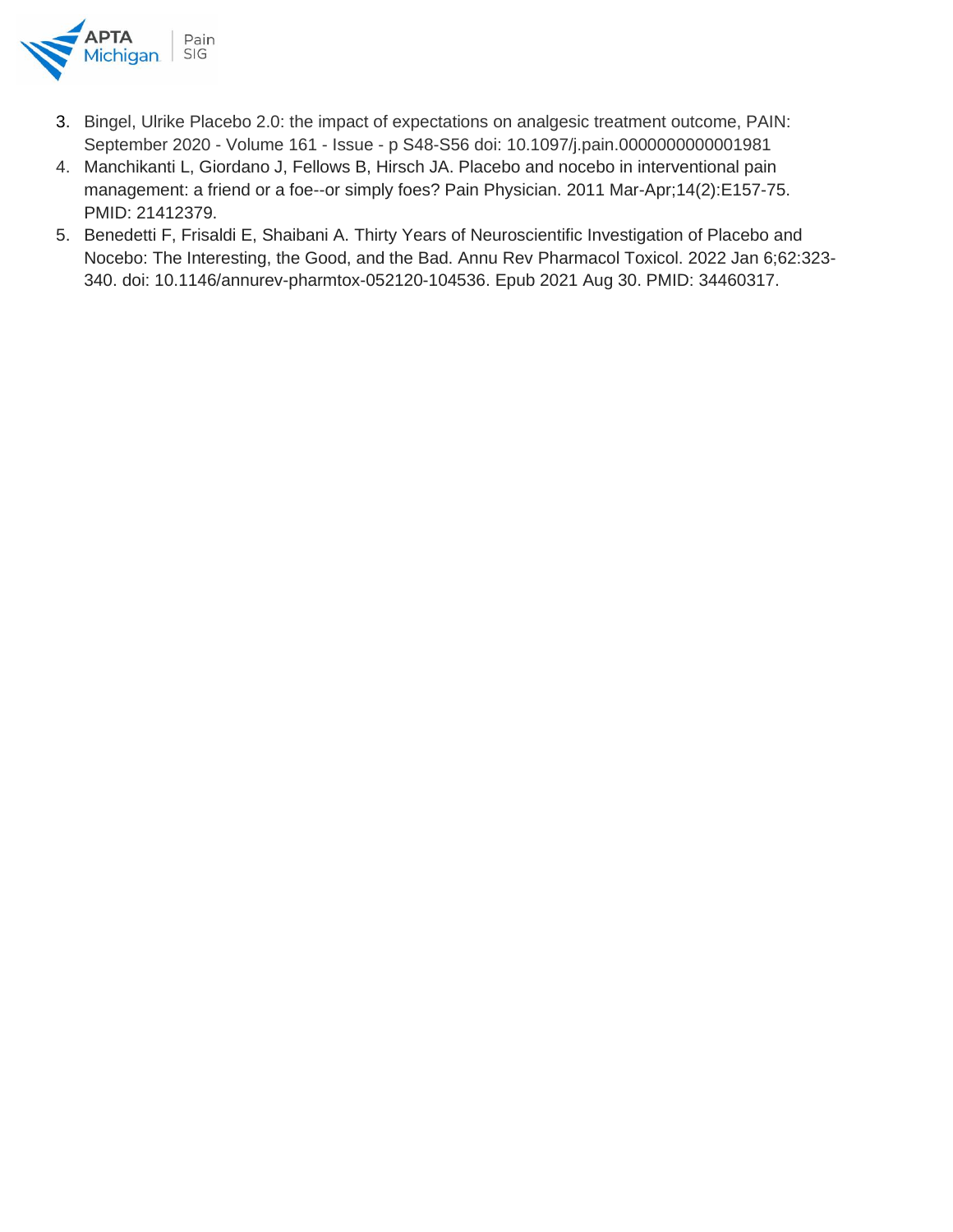3. Bingel, Ulrike Placebo 2.0: the impact of expectations on analgesic treatment outcome, PAIN: September 2020 - Volume 161 - Issue - p S48-S56 doi: 10.1097/j.pain.0000000000001981
4. Manchikanti L, Giordano J, Fellows B, Hirsch JA. Placebo and nocebo in interventional pain management: a friend or a foe--or simply foes? Pain Physician. 2011 Mar-Apr;14(2):E157-75. PMID: 21412379.
5. Benedetti F, Frisaldi E, Shaibani A. Thirty Years of Neuroscientific Investigation of Placebo and Nocebo: The Interesting, the Good, and the Bad. Annu Rev Pharmacol Toxicol. 2022 Jan 6;62:323-340. doi: 10.1146/annurev-pharmtox-052120-104536. Epub 2021 Aug 30. PMID: 34460317.